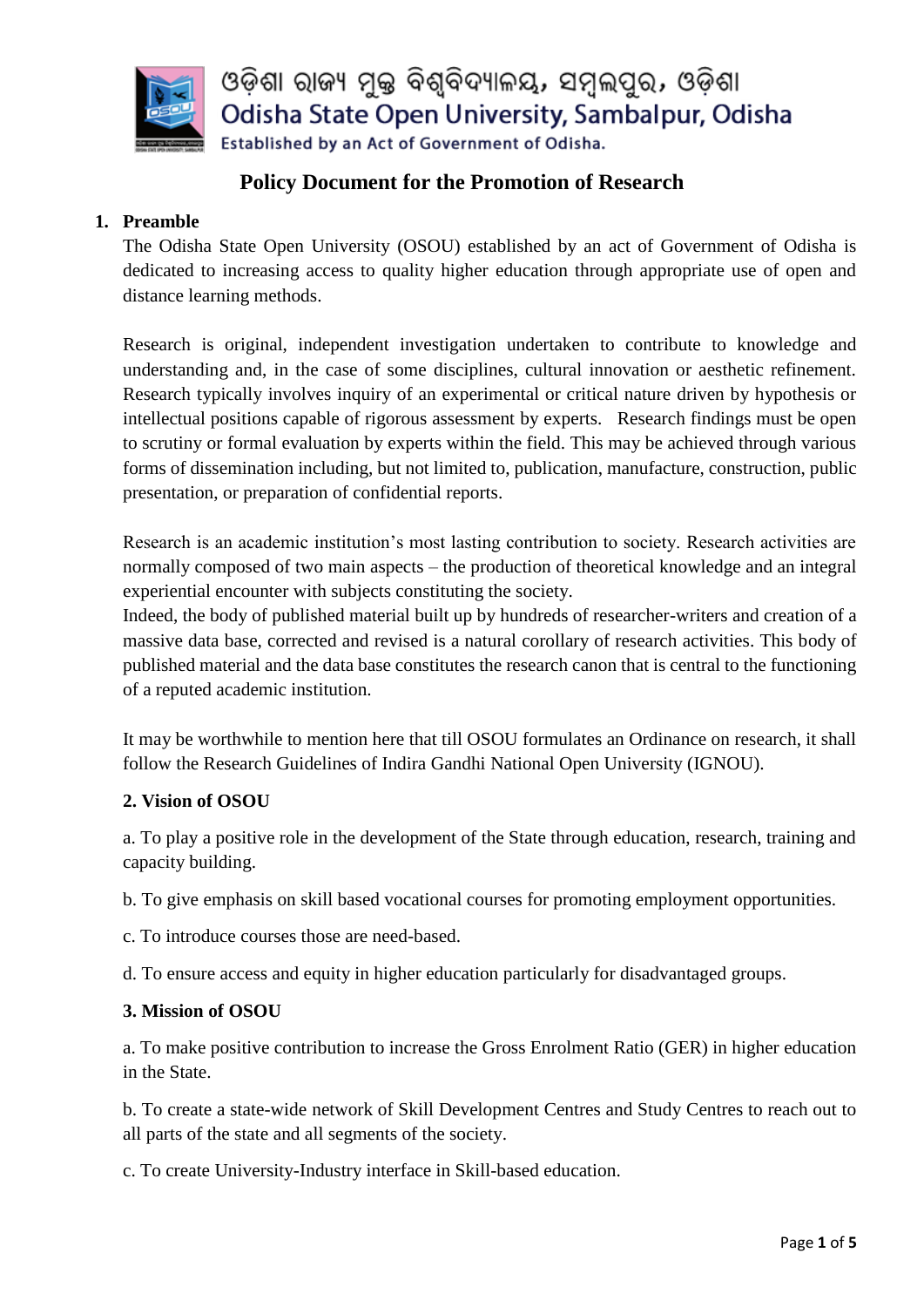ଓଡ଼ିଶା ରାଜ୍ୟ ମୁକ୍ତ ବିଶ୍ୱବିଦ୍ୟାଳୟ, ସମ୍ବଲପୁର, ଓଡ଼ିଶା

Odisha State Open University, Sambalpur, Odisha

Established by an Act of Government of Odisha.

# Policy Document for the Promotion of Research

## 1. Preamble

The Odisha State Open University (OSOU) established by an act of Government of Odisha is dedicated to increasing access to quality higher education through appropriate use of open and distance learning methods.

Research is original, independent investigation undertaken to contribute to knowledge and understanding and, in the case of some disciplines, cultural innovation or aesthetic refinement. Research typically involves inquiry of an experimental or critical nature driven by hypothesis or intellectual positions capable of rigorous assessment by experts. Research findings must be open to scrutiny or formal evaluation by experts within the field. This may be achieved through various forms of dissemination including, but not limited to, publication, manufacture, construction, public presentation, or preparation of confidential reports.

Research is an academic institution's most lasting contribution to society. Research activities are normally composed of two main aspects – the production of theoretical knowledge and an integral experiential encounter with subjects constituting the society.
Indeed, the body of published material built up by hundreds of researcher-writers and creation of a massive data base, corrected and revised is a natural corollary of research activities. This body of published material and the data base constitutes the research canon that is central to the functioning of a reputed academic institution.

It may be worthwhile to mention here that till OSOU formulates an Ordinance on research, it shall follow the Research Guidelines of Indira Gandhi National Open University (IGNOU).

## 2. Vision of OSOU

a. To play a positive role in the development of the State through education, research, training and capacity building.

b. To give emphasis on skill based vocational courses for promoting employment opportunities.

c. To introduce courses those are need-based.

d. To ensure access and equity in higher education particularly for disadvantaged groups.

## 3. Mission of OSOU

a. To make positive contribution to increase the Gross Enrolment Ratio (GER) in higher education in the State.

b. To create a state-wide network of Skill Development Centres and Study Centres to reach out to all parts of the state and all segments of the society.

c. To create University-Industry interface in Skill-based education.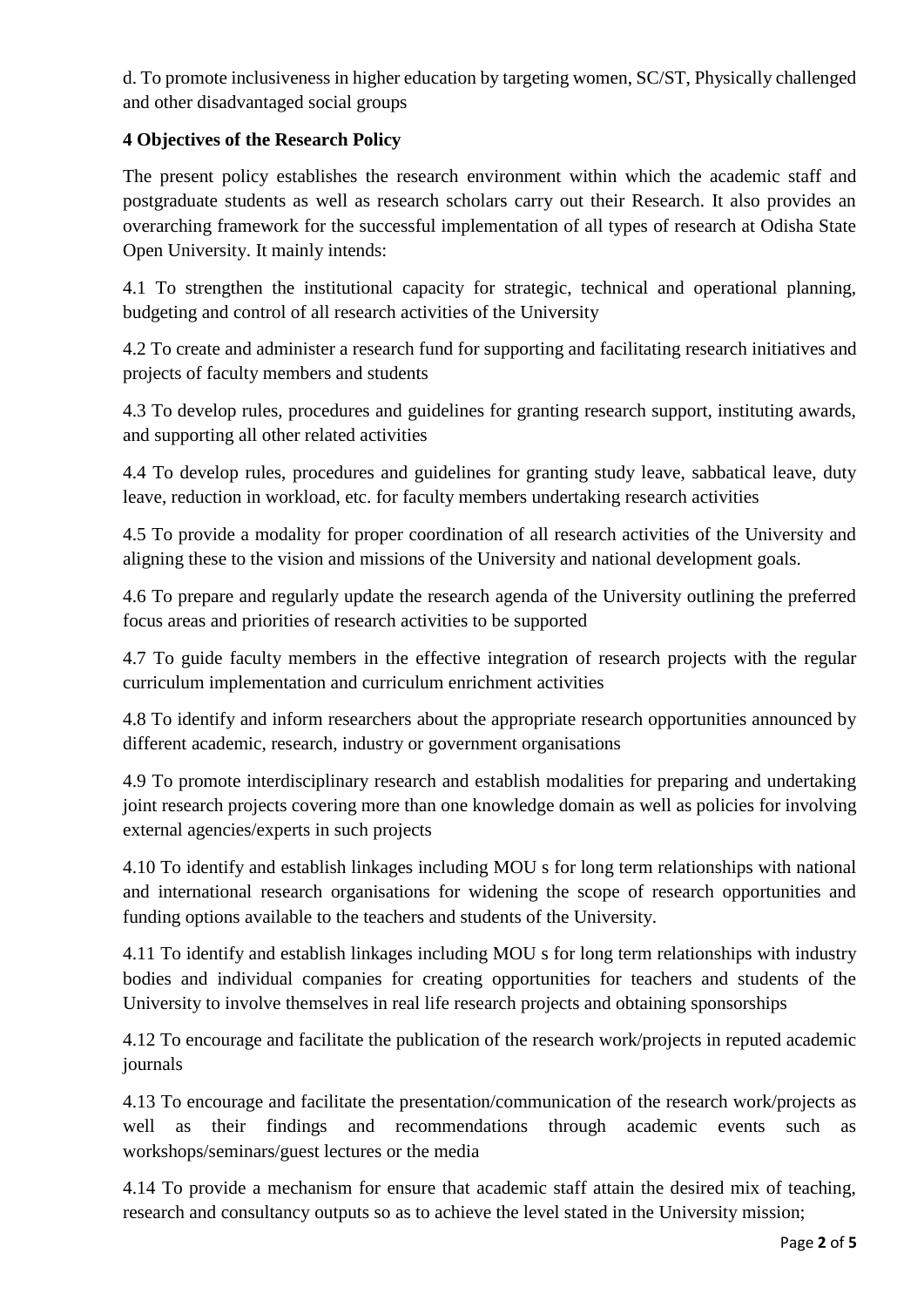d. To promote inclusiveness in higher education by targeting women, SC/ST, Physically challenged and other disadvantaged social groups

## 4 Objectives of the Research Policy

The present policy establishes the research environment within which the academic staff and postgraduate students as well as research scholars carry out their Research. It also provides an overarching framework for the successful implementation of all types of research at Odisha State Open University. It mainly intends:

4.1 To strengthen the institutional capacity for strategic, technical and operational planning, budgeting and control of all research activities of the University

4.2 To create and administer a research fund for supporting and facilitating research initiatives and projects of faculty members and students

4.3 To develop rules, procedures and guidelines for granting research support, instituting awards, and supporting all other related activities

4.4 To develop rules, procedures and guidelines for granting study leave, sabbatical leave, duty leave, reduction in workload, etc. for faculty members undertaking research activities

4.5 To provide a modality for proper coordination of all research activities of the University and aligning these to the vision and missions of the University and national development goals.

4.6 To prepare and regularly update the research agenda of the University outlining the preferred focus areas and priorities of research activities to be supported

4.7 To guide faculty members in the effective integration of research projects with the regular curriculum implementation and curriculum enrichment activities

4.8 To identify and inform researchers about the appropriate research opportunities announced by different academic, research, industry or government organisations

4.9 To promote interdisciplinary research and establish modalities for preparing and undertaking joint research projects covering more than one knowledge domain as well as policies for involving external agencies/experts in such projects

4.10 To identify and establish linkages including MOU s for long term relationships with national and international research organisations for widening the scope of research opportunities and funding options available to the teachers and students of the University.

4.11 To identify and establish linkages including MOU s for long term relationships with industry bodies and individual companies for creating opportunities for teachers and students of the University to involve themselves in real life research projects and obtaining sponsorships

4.12 To encourage and facilitate the publication of the research work/projects in reputed academic journals

4.13 To encourage and facilitate the presentation/communication of the research work/projects as well as their findings and recommendations through academic events such as workshops/seminars/guest lectures or the media

4.14 To provide a mechanism for ensure that academic staff attain the desired mix of teaching, research and consultancy outputs so as to achieve the level stated in the University mission;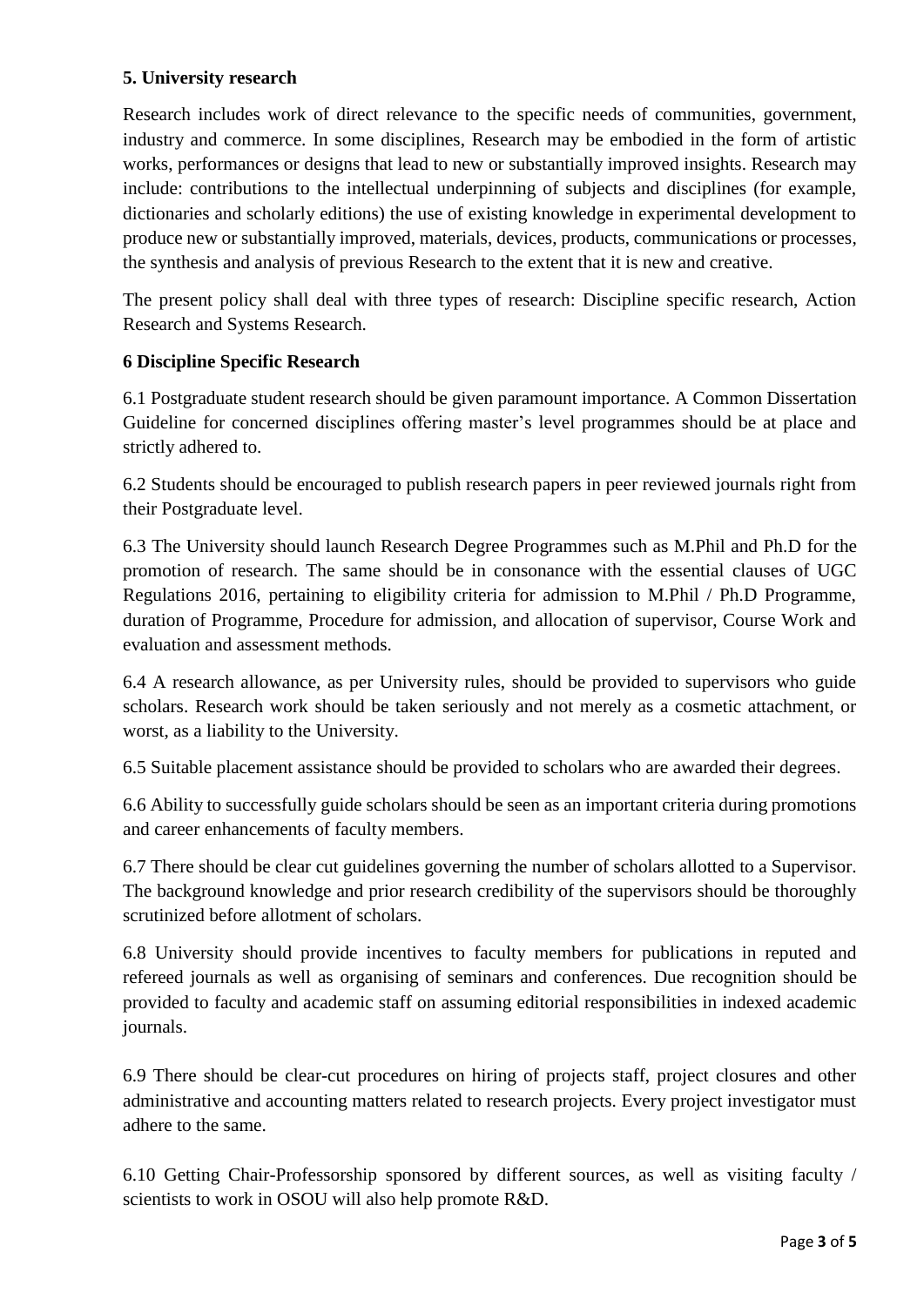**5. University research**

Research includes work of direct relevance to the specific needs of communities, government, industry and commerce. In some disciplines, Research may be embodied in the form of artistic works, performances or designs that lead to new or substantially improved insights. Research may include: contributions to the intellectual underpinning of subjects and disciplines (for example, dictionaries and scholarly editions) the use of existing knowledge in experimental development to produce new or substantially improved, materials, devices, products, communications or processes, the synthesis and analysis of previous Research to the extent that it is new and creative.

The present policy shall deal with three types of research: Discipline specific research, Action Research and Systems Research.

**6 Discipline Specific Research**

6.1 Postgraduate student research should be given paramount importance. A Common Dissertation Guideline for concerned disciplines offering master's level programmes should be at place and strictly adhered to.

6.2 Students should be encouraged to publish research papers in peer reviewed journals right from their Postgraduate level.

6.3 The University should launch Research Degree Programmes such as M.Phil and Ph.D for the promotion of research. The same should be in consonance with the essential clauses of UGC Regulations 2016, pertaining to eligibility criteria for admission to M.Phil / Ph.D Programme, duration of Programme, Procedure for admission, and allocation of supervisor, Course Work and evaluation and assessment methods.

6.4 A research allowance, as per University rules, should be provided to supervisors who guide scholars. Research work should be taken seriously and not merely as a cosmetic attachment, or worst, as a liability to the University.

6.5 Suitable placement assistance should be provided to scholars who are awarded their degrees.

6.6 Ability to successfully guide scholars should be seen as an important criteria during promotions and career enhancements of faculty members.

6.7 There should be clear cut guidelines governing the number of scholars allotted to a Supervisor. The background knowledge and prior research credibility of the supervisors should be thoroughly scrutinized before allotment of scholars.

6.8 University should provide incentives to faculty members for publications in reputed and refereed journals as well as organising of seminars and conferences. Due recognition should be provided to faculty and academic staff on assuming editorial responsibilities in indexed academic journals.

6.9 There should be clear-cut procedures on hiring of projects staff, project closures and other administrative and accounting matters related to research projects. Every project investigator must adhere to the same.

6.10 Getting Chair-Professorship sponsored by different sources, as well as visiting faculty / scientists to work in OSOU will also help promote R&D.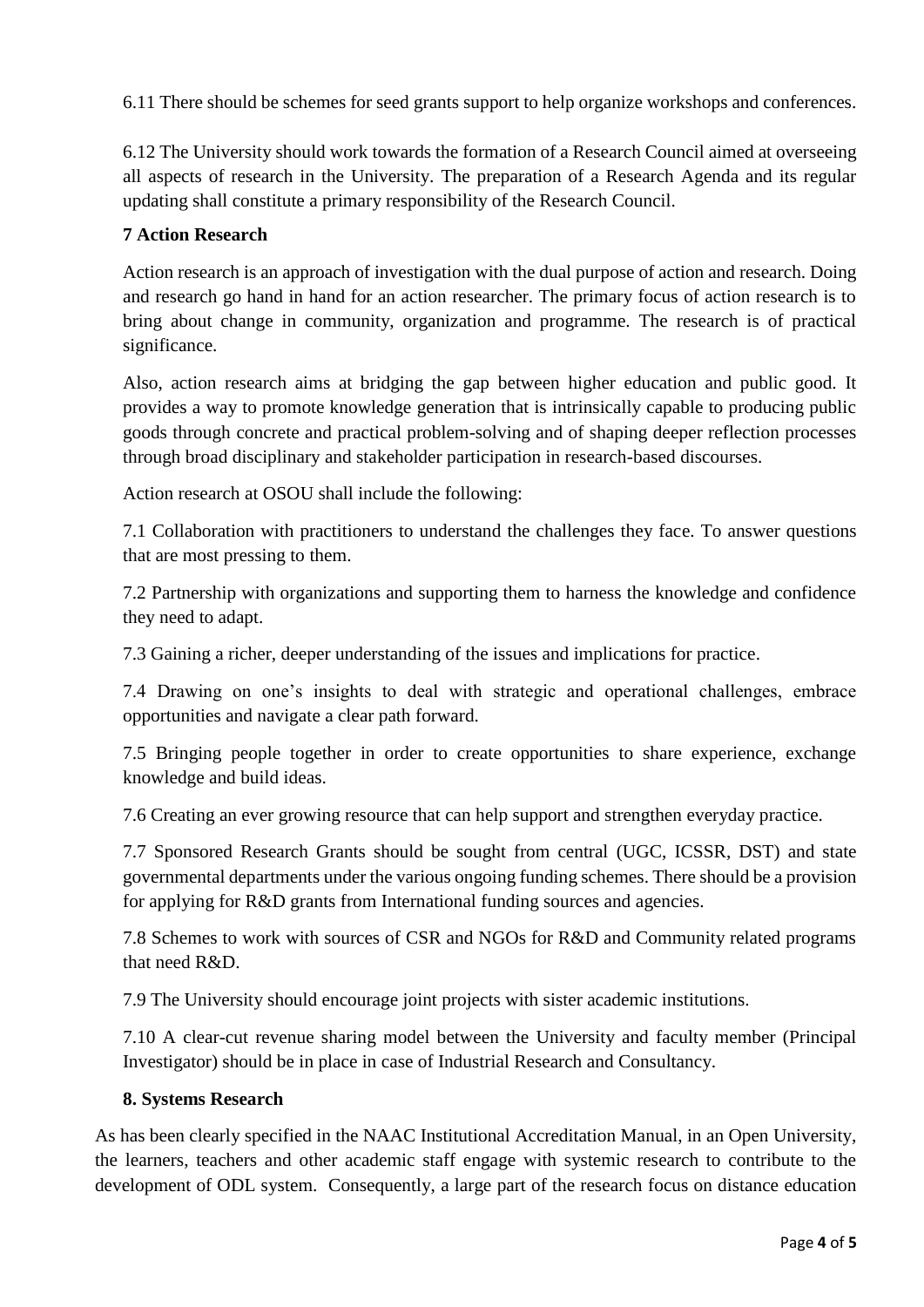6.11 There should be schemes for seed grants support to help organize workshops and conferences.

6.12 The University should work towards the formation of a Research Council aimed at overseeing all aspects of research in the University. The preparation of a Research Agenda and its regular updating shall constitute a primary responsibility of the Research Council.

## 7 Action Research

Action research is an approach of investigation with the dual purpose of action and research. Doing and research go hand in hand for an action researcher. The primary focus of action research is to bring about change in community, organization and programme. The research is of practical significance.

Also, action research aims at bridging the gap between higher education and public good. It provides a way to promote knowledge generation that is intrinsically capable to producing public goods through concrete and practical problem-solving and of shaping deeper reflection processes through broad disciplinary and stakeholder participation in research-based discourses.

Action research at OSOU shall include the following:

7.1 Collaboration with practitioners to understand the challenges they face. To answer questions that are most pressing to them.

7.2 Partnership with organizations and supporting them to harness the knowledge and confidence they need to adapt.

7.3 Gaining a richer, deeper understanding of the issues and implications for practice.

7.4 Drawing on one's insights to deal with strategic and operational challenges, embrace opportunities and navigate a clear path forward.

7.5 Bringing people together in order to create opportunities to share experience, exchange knowledge and build ideas.

7.6 Creating an ever growing resource that can help support and strengthen everyday practice.

7.7 Sponsored Research Grants should be sought from central (UGC, ICSSR, DST) and state governmental departments under the various ongoing funding schemes. There should be a provision for applying for R&D grants from International funding sources and agencies.

7.8 Schemes to work with sources of CSR and NGOs for R&D and Community related programs that need R&D.

7.9 The University should encourage joint projects with sister academic institutions.

7.10 A clear-cut revenue sharing model between the University and faculty member (Principal Investigator) should be in place in case of Industrial Research and Consultancy.

## 8. Systems Research

As has been clearly specified in the NAAC Institutional Accreditation Manual, in an Open University, the learners, teachers and other academic staff engage with systemic research to contribute to the development of ODL system. Consequently, a large part of the research focus on distance education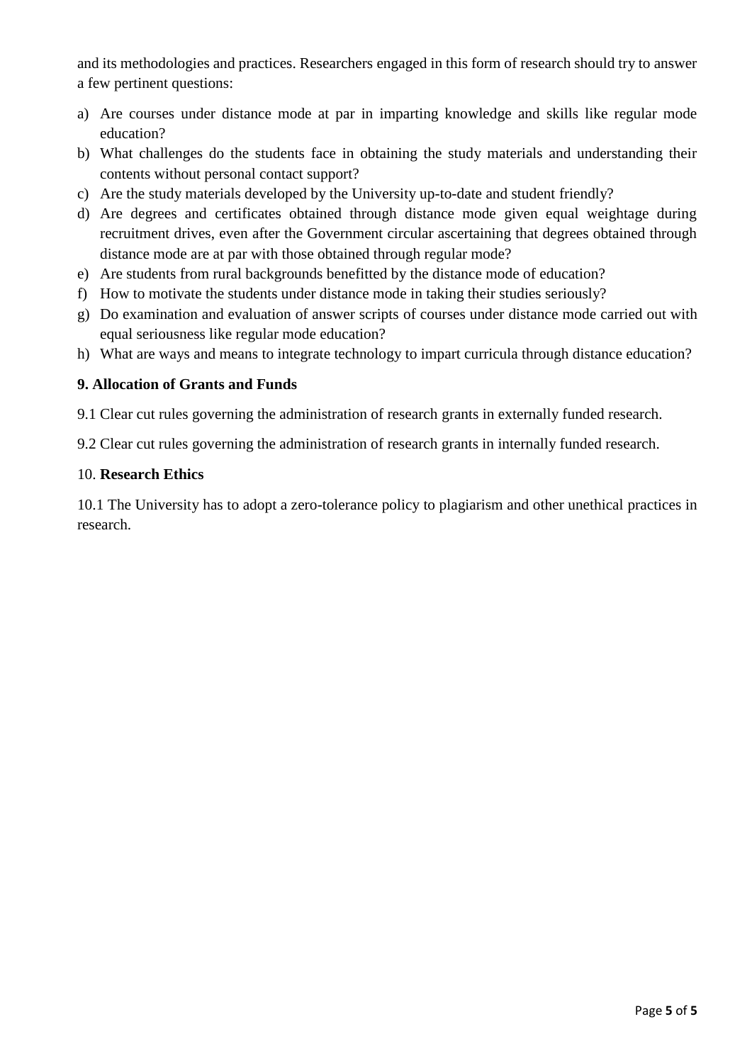and its methodologies and practices. Researchers engaged in this form of research should try to answer a few pertinent questions:

a) Are courses under distance mode at par in imparting knowledge and skills like regular mode education?
b) What challenges do the students face in obtaining the study materials and understanding their contents without personal contact support?
c) Are the study materials developed by the University up-to-date and student friendly?
d) Are degrees and certificates obtained through distance mode given equal weightage during recruitment drives, even after the Government circular ascertaining that degrees obtained through distance mode are at par with those obtained through regular mode?
e) Are students from rural backgrounds benefitted by the distance mode of education?
f) How to motivate the students under distance mode in taking their studies seriously?
g) Do examination and evaluation of answer scripts of courses under distance mode carried out with equal seriousness like regular mode education?
h) What are ways and means to integrate technology to impart curricula through distance education?

**9. Allocation of Grants and Funds**

9.1 Clear cut rules governing the administration of research grants in externally funded research.

9.2 Clear cut rules governing the administration of research grants in internally funded research.

10. **Research Ethics**

10.1 The University has to adopt a zero-tolerance policy to plagiarism and other unethical practices in research.